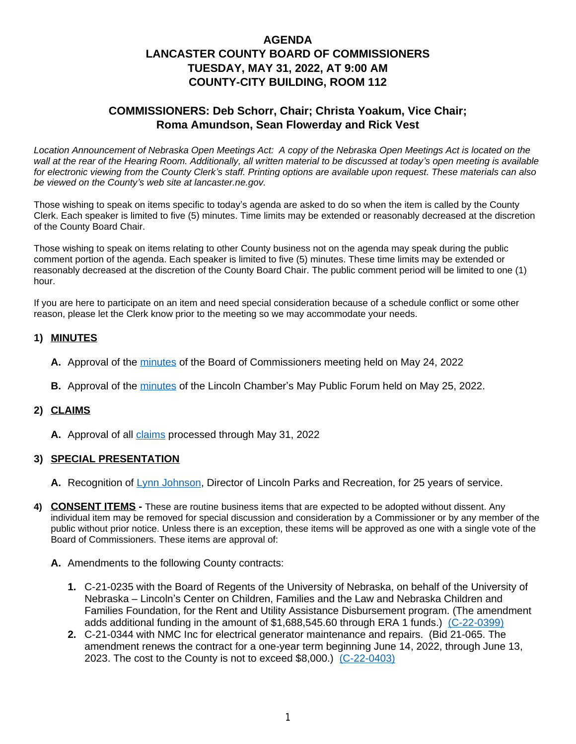# AGENDA
# LANCASTER COUNTY BOARD OF COMMISSIONERS
# TUESDAY, MAY 31, 2022, AT 9:00 AM
# COUNTY-CITY BUILDING, ROOM 112

## COMMISSIONERS: Deb Schorr, Chair; Christa Yoakum, Vice Chair; Roma Amundson, Sean Flowerday and Rick Vest

*Location Announcement of Nebraska Open Meetings Act: A copy of the Nebraska Open Meetings Act is located on the wall at the rear of the Hearing Room. Additionally, all written material to be discussed at today's open meeting is available for electronic viewing from the County Clerk's staff. Printing options are available upon request. These materials can also be viewed on the County's web site at lancaster.ne.gov.*

Those wishing to speak on items specific to today's agenda are asked to do so when the item is called by the County Clerk. Each speaker is limited to five (5) minutes. Time limits may be extended or reasonably decreased at the discretion of the County Board Chair.

Those wishing to speak on items relating to other County business not on the agenda may speak during the public comment portion of the agenda. Each speaker is limited to five (5) minutes. These time limits may be extended or reasonably decreased at the discretion of the County Board Chair. The public comment period will be limited to one (1) hour.

If you are here to participate on an item and need special consideration because of a schedule conflict or some other reason, please let the Clerk know prior to the meeting so we may accommodate your needs.

### 1) MINUTES

**A.** Approval of the minutes of the Board of Commissioners meeting held on May 24, 2022

**B.** Approval of the minutes of the Lincoln Chamber's May Public Forum held on May 25, 2022.

### 2) CLAIMS

**A.** Approval of all claims processed through May 31, 2022

### 3) SPECIAL PRESENTATION

**A.** Recognition of Lynn Johnson, Director of Lincoln Parks and Recreation, for 25 years of service.

### 4) CONSENT ITEMS - These are routine business items that are expected to be adopted without dissent. Any individual item may be removed for special discussion and consideration by a Commissioner or by any member of the public without prior notice. Unless there is an exception, these items will be approved as one with a single vote of the Board of Commissioners. These items are approval of:

**A.** Amendments to the following County contracts:

1. C-21-0235 with the Board of Regents of the University of Nebraska, on behalf of the University of Nebraska – Lincoln's Center on Children, Families and the Law and Nebraska Children and Families Foundation, for the Rent and Utility Assistance Disbursement program. (The amendment adds additional funding in the amount of $1,688,545.60 through ERA 1 funds.) (C-22-0399)
2. C-21-0344 with NMC Inc for electrical generator maintenance and repairs. (Bid 21-065. The amendment renews the contract for a one-year term beginning June 14, 2022, through June 13, 2023. The cost to the County is not to exceed $8,000.) (C-22-0403)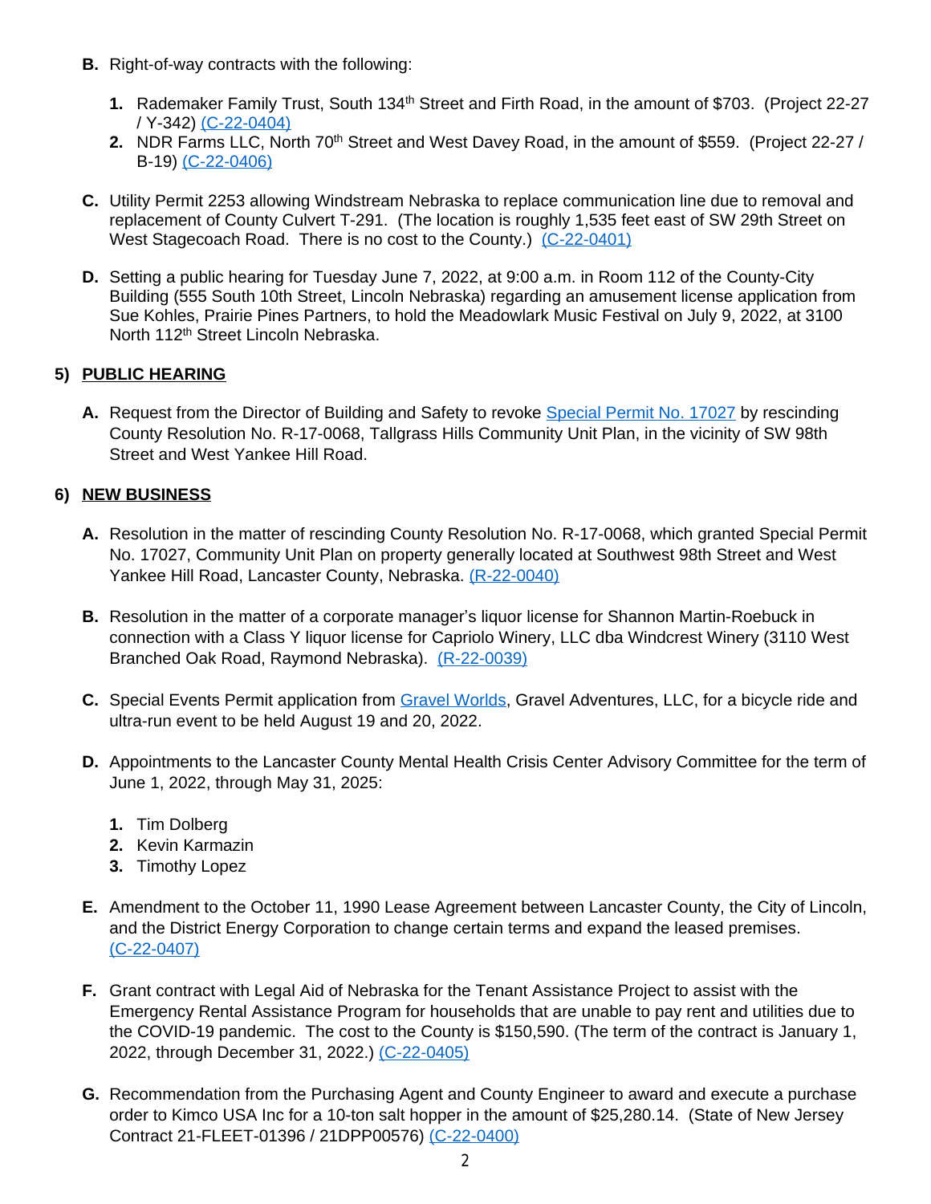**B.** Right-of-way contracts with the following:

1. Rademaker Family Trust, South 134th Street and Firth Road, in the amount of $703. (Project 22-27 / Y-342) (C-22-0404)
2. NDR Farms LLC, North 70th Street and West Davey Road, in the amount of $559. (Project 22-27 / B-19) (C-22-0406)

**C.** Utility Permit 2253 allowing Windstream Nebraska to replace communication line due to removal and replacement of County Culvert T-291. (The location is roughly 1,535 feet east of SW 29th Street on West Stagecoach Road. There is no cost to the County.) (C-22-0401)

**D.** Setting a public hearing for Tuesday June 7, 2022, at 9:00 a.m. in Room 112 of the County-City Building (555 South 10th Street, Lincoln Nebraska) regarding an amusement license application from Sue Kohles, Prairie Pines Partners, to hold the Meadowlark Music Festival on July 9, 2022, at 3100 North 112th Street Lincoln Nebraska.

## 5) PUBLIC HEARING

**A.** Request from the Director of Building and Safety to revoke Special Permit No. 17027 by rescinding County Resolution No. R-17-0068, Tallgrass Hills Community Unit Plan, in the vicinity of SW 98th Street and West Yankee Hill Road.

## 6) NEW BUSINESS

**A.** Resolution in the matter of rescinding County Resolution No. R-17-0068, which granted Special Permit No. 17027, Community Unit Plan on property generally located at Southwest 98th Street and West Yankee Hill Road, Lancaster County, Nebraska. (R-22-0040)

**B.** Resolution in the matter of a corporate manager's liquor license for Shannon Martin-Roebuck in connection with a Class Y liquor license for Capriolo Winery, LLC dba Windcrest Winery (3110 West Branched Oak Road, Raymond Nebraska). (R-22-0039)

**C.** Special Events Permit application from Gravel Worlds, Gravel Adventures, LLC, for a bicycle ride and ultra-run event to be held August 19 and 20, 2022.

**D.** Appointments to the Lancaster County Mental Health Crisis Center Advisory Committee for the term of June 1, 2022, through May 31, 2025:

1. Tim Dolberg
2. Kevin Karmazin
3. Timothy Lopez

**E.** Amendment to the October 11, 1990 Lease Agreement between Lancaster County, the City of Lincoln, and the District Energy Corporation to change certain terms and expand the leased premises. (C-22-0407)

**F.** Grant contract with Legal Aid of Nebraska for the Tenant Assistance Project to assist with the Emergency Rental Assistance Program for households that are unable to pay rent and utilities due to the COVID-19 pandemic. The cost to the County is $150,590. (The term of the contract is January 1, 2022, through December 31, 2022.) (C-22-0405)

**G.** Recommendation from the Purchasing Agent and County Engineer to award and execute a purchase order to Kimco USA Inc for a 10-ton salt hopper in the amount of $25,280.14. (State of New Jersey Contract 21-FLEET-01396 / 21DPP00576) (C-22-0400)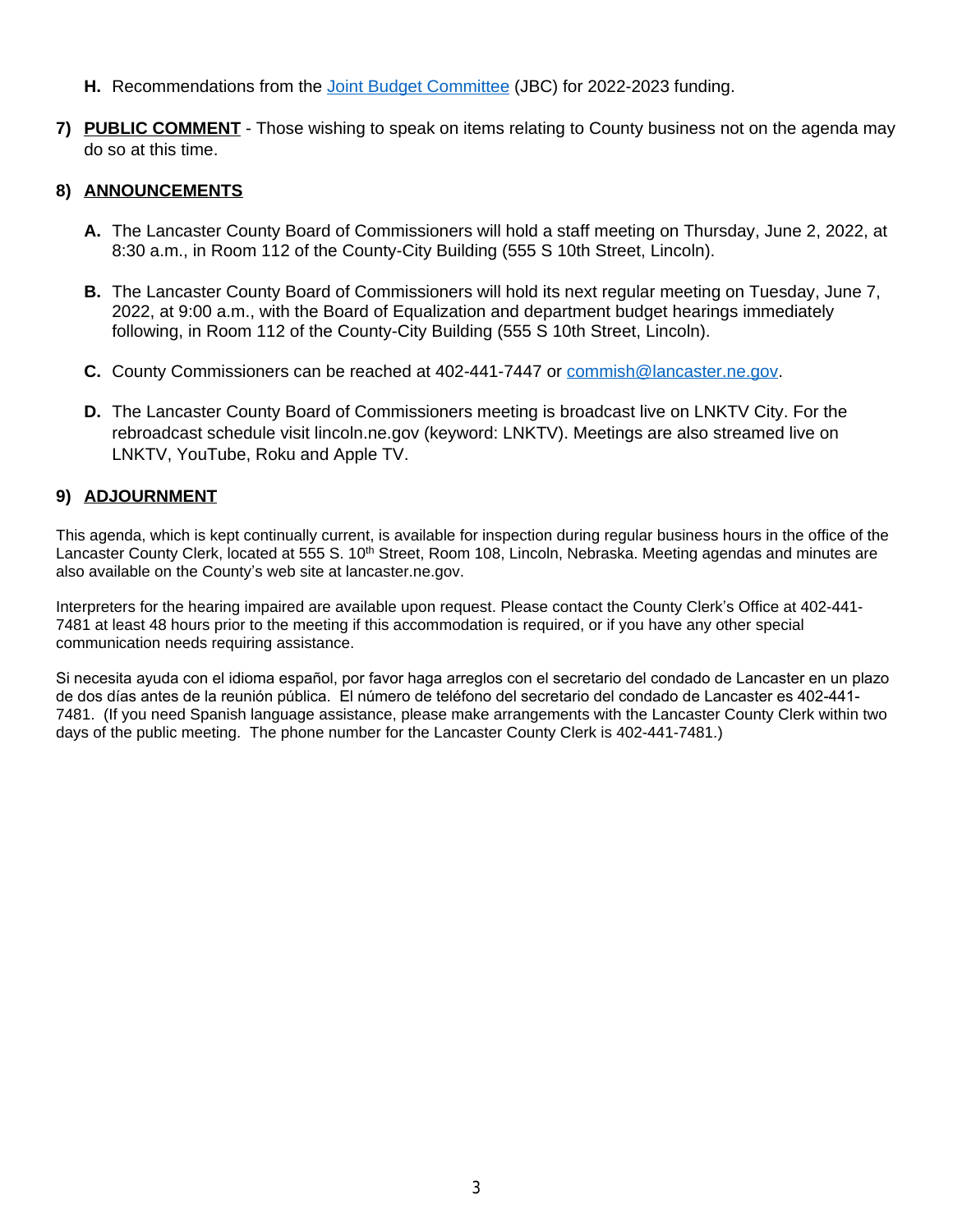**H.** Recommendations from the [Joint Budget Committee](Joint Budget Committee) (JBC) for 2022-2023 funding.

**7) PUBLIC COMMENT** - Those wishing to speak on items relating to County business not on the agenda may do so at this time.

**8) ANNOUNCEMENTS**

**A.** The Lancaster County Board of Commissioners will hold a staff meeting on Thursday, June 2, 2022, at 8:30 a.m., in Room 112 of the County-City Building (555 S 10th Street, Lincoln).

**B.** The Lancaster County Board of Commissioners will hold its next regular meeting on Tuesday, June 7, 2022, at 9:00 a.m., with the Board of Equalization and department budget hearings immediately following, in Room 112 of the County-City Building (555 S 10th Street, Lincoln).

**C.** County Commissioners can be reached at 402-441-7447 or commish@lancaster.ne.gov.

**D.** The Lancaster County Board of Commissioners meeting is broadcast live on LNKTV City. For the rebroadcast schedule visit lincoln.ne.gov (keyword: LNKTV). Meetings are also streamed live on LNKTV, YouTube, Roku and Apple TV.

**9) ADJOURNMENT**

This agenda, which is kept continually current, is available for inspection during regular business hours in the office of the Lancaster County Clerk, located at 555 S. 10th Street, Room 108, Lincoln, Nebraska. Meeting agendas and minutes are also available on the County's web site at lancaster.ne.gov.

Interpreters for the hearing impaired are available upon request. Please contact the County Clerk's Office at 402-441-7481 at least 48 hours prior to the meeting if this accommodation is required, or if you have any other special communication needs requiring assistance.

Si necesita ayuda con el idioma español, por favor haga arreglos con el secretario del condado de Lancaster en un plazo de dos días antes de la reunión pública. El número de teléfono del secretario del condado de Lancaster es 402-441-7481. (If you need Spanish language assistance, please make arrangements with the Lancaster County Clerk within two days of the public meeting. The phone number for the Lancaster County Clerk is 402-441-7481.)